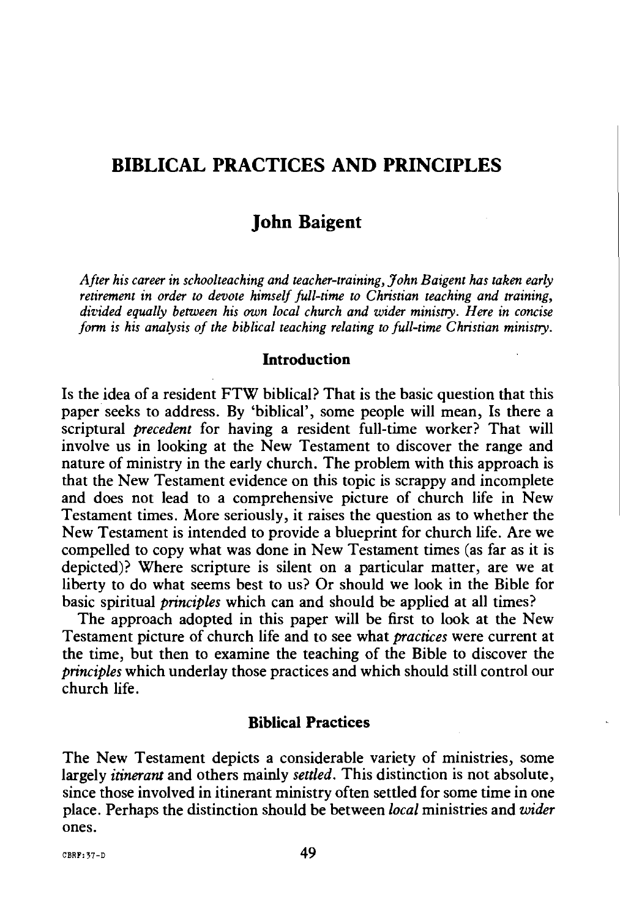# BIBLICAL PRACTICES AND PRINCIPLES

## John Baigent

*After his career in schoolteaching and teacher-training, John Baigent has taken early retirement in order to devote himself full-time to Christian teaching and training, divided equally between his own local church and wider ministry. Here in concise form is his analysis of the biblical teaching relating to full-time Christian ministry.*

### Introduction

Is the idea of a resident FTW biblical? That is the basic question that this paper seeks to address. By 'biblical', some people will mean, Is there a scriptural *precedent* for having a resident full-time worker? That will involve us in looking at the New Testament to discover the range and nature of ministry in the early church. The problem with this approach is that the New Testament evidence on this topic is scrappy and incomplete and does not lead to a comprehensive picture of church life in New Testament times. More seriously, it raises the question as to whether the New Testament is intended to provide a blueprint for church life. Are we compelled to copy what was done in New Testament times (as far as it is depicted)? Where scripture is silent on a particular matter, are we at liberty to do what seems best to us? Or should we look in the Bible for basic spiritual *principles* which can and should be applied at all times?

The approach adopted in this paper will be first to look at the New Testament picture of church life and to see what *practices* were current at the time, but then to examine the teaching of the Bible to discover the *principles* which underlay those practices and which should still control our church life.

### Biblical Practices

The New Testament depicts a considerable variety of ministries, some largely *itinerant* and others mainly *settled*. This distinction is not absolute, since those involved in itinerant ministry often settled for some time in one place. Perhaps the distinction should be between *local* ministries and *wider* ones.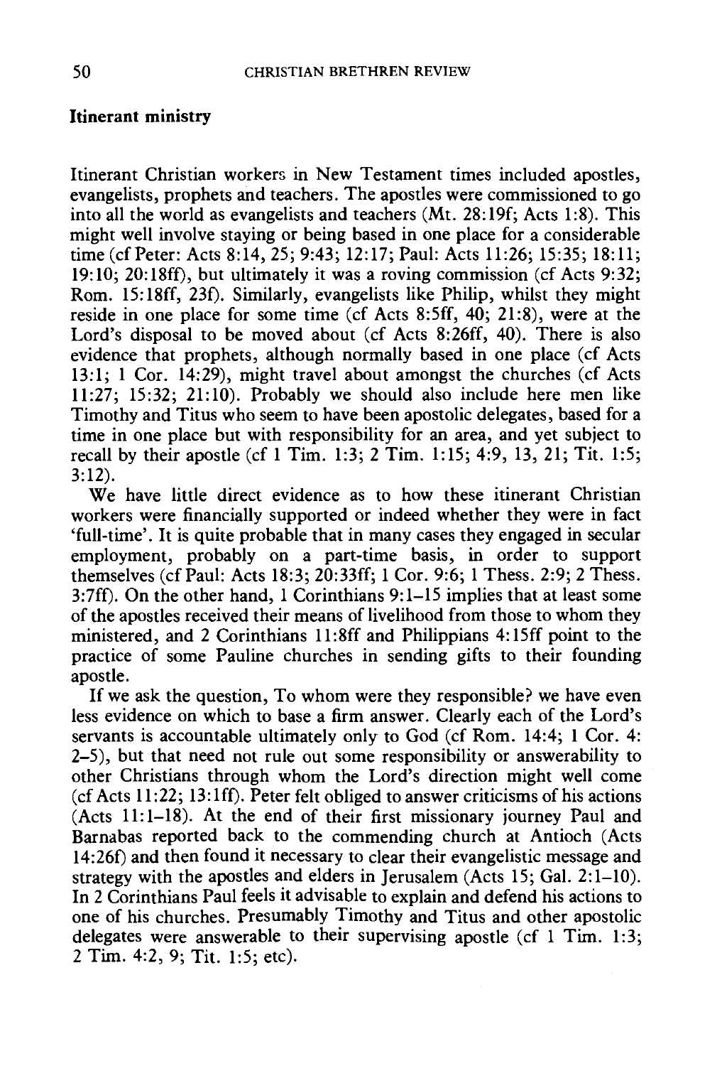### Itinerant ministry

Itinerant Christian workers in New Testament times included apostles, evangelists, prophets and teachers. The apostles were commissioned to go into all the world as evangelists and teachers (Mt. 28:19f; Acts 1:8). This might well involve staying or being based in one place for a considerable time (cf Peter: Acts 8:14, 25; 9:43; 12:17; Paul: Acts 11:26; 15:35; 18:11; 19:10; 20:18ff), but ultimately it was a roving commission (cf Acts 9:32; Rom. 15:18ff, 23f). Similarly, evangelists like Philip, whilst they might reside in one place for some time (cf Acts 8:5ff, 40; 21:8), were at the Lord's disposal to be moved about (cf Acts 8:26ff, 40). There is also evidence that prophets, although normally based in one place (cf Acts 13:1; 1 Cor. 14:29), might travel about amongst the churches (cf Acts 11:27; 15:32; 21:10). Probably we should also include here men like Timothy and Titus who seem to have been apostolic delegates, based for a time in one place but with responsibility for an area, and yet subject to recall by their apostle (cf 1 Tim. 1:3; 2 Tim. 1:15; 4:9, 13, 21; Tit. 1:5; 3:12).

We have little direct evidence as to how these itinerant Christian workers were financially supported or indeed whether they were in fact 'full-time'. It is quite probable that in many cases they engaged in secular employment, probably on a part-time basis, in order to support themselves (cf Paul: Acts 18:3; 20:33ff; 1 Cor. 9:6; 1 Thess. 2:9; 2 Thess. 3:7ff). On the other hand, 1 Corinthians 9:1–15 implies that at least some of the apostles received their means of livelihood from those to whom they ministered, and 2 Corinthians 11:8ff and Philippians 4:15ff point to the practice of some Pauline churches in sending gifts to their founding apostle.

If we ask the question, To whom were they responsible? we have even less evidence on which to base a firm answer. Clearly each of the Lord's servants is accountable ultimately only to God (cf Rom. 14:4; 1 Cor. 4: 2–5), but that need not rule out some responsibility or answerability to other Christians through whom the Lord's direction might well come (cf Acts 11:22; 13:1ff). Peter felt obliged to answer criticisms of his actions (Acts 11:1–18). At the end of their first missionary journey Paul and Barnabas reported back to the commending church at Antioch (Acts 14:26f) and then found it necessary to clear their evangelistic message and strategy with the apostles and elders in Jerusalem (Acts 15; Gal. 2:1–10). In 2 Corinthians Paul feels it advisable to explain and defend his actions to one of his churches. Presumably Timothy and Titus and other apostolic delegates were answerable to their supervising apostle (cf 1 Tim. 1:3; 2 Tim. 4:2, 9; Tit. 1:5; etc).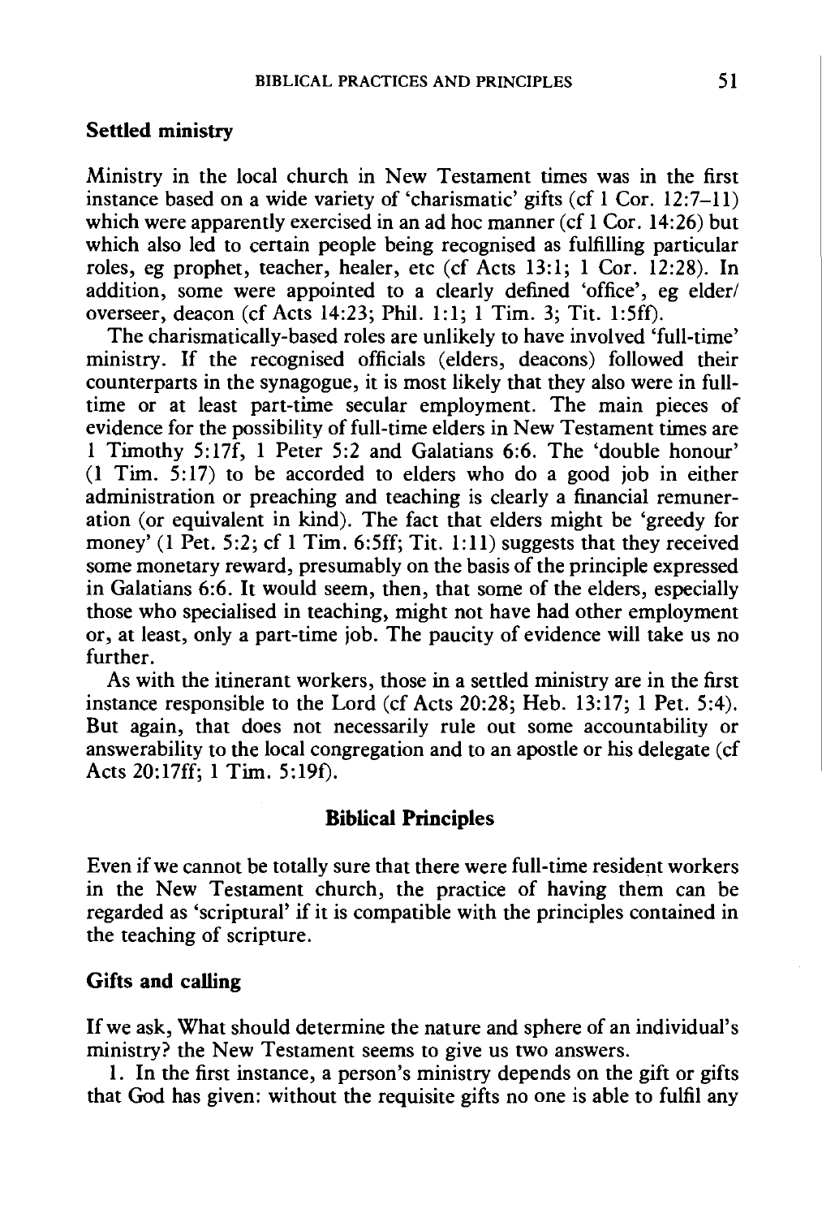### Settled ministry

Ministry in the local church in New Testament times was in the first instance based on a wide variety of 'charismatic' gifts (cf 1 Cor. 12:7–11) which were apparently exercised in an ad hoc manner (cf 1 Cor. 14:26) but which also led to certain people being recognised as fulfilling particular roles, eg prophet, teacher, healer, etc (cf Acts 13:1; 1 Cor. 12:28). In addition, some were appointed to a clearly defined 'office', eg elder/overseer, deacon (cf Acts 14:23; Phil. 1:1; 1 Tim. 3; Tit. 1:5ff).

The charismatically-based roles are unlikely to have involved 'full-time' ministry. If the recognised officials (elders, deacons) followed their counterparts in the synagogue, it is most likely that they also were in full-time or at least part-time secular employment. The main pieces of evidence for the possibility of full-time elders in New Testament times are 1 Timothy 5:17f, 1 Peter 5:2 and Galatians 6:6. The 'double honour' (1 Tim. 5:17) to be accorded to elders who do a good job in either administration or preaching and teaching is clearly a financial remuneration (or equivalent in kind). The fact that elders might be 'greedy for money' (1 Pet. 5:2; cf 1 Tim. 6:5ff; Tit. 1:11) suggests that they received some monetary reward, presumably on the basis of the principle expressed in Galatians 6:6. It would seem, then, that some of the elders, especially those who specialised in teaching, might not have had other employment or, at least, only a part-time job. The paucity of evidence will take us no further.

As with the itinerant workers, those in a settled ministry are in the first instance responsible to the Lord (cf Acts 20:28; Heb. 13:17; 1 Pet. 5:4). But again, that does not necessarily rule out some accountability or answerability to the local congregation and to an apostle or his delegate (cf Acts 20:17ff; 1 Tim. 5:19f).

## Biblical Principles

Even if we cannot be totally sure that there were full-time resident workers in the New Testament church, the practice of having them can be regarded as 'scriptural' if it is compatible with the principles contained in the teaching of scripture.

### Gifts and calling

If we ask, What should determine the nature and sphere of an individual's ministry? the New Testament seems to give us two answers.

1. In the first instance, a person's ministry depends on the gift or gifts that God has given: without the requisite gifts no one is able to fulfil any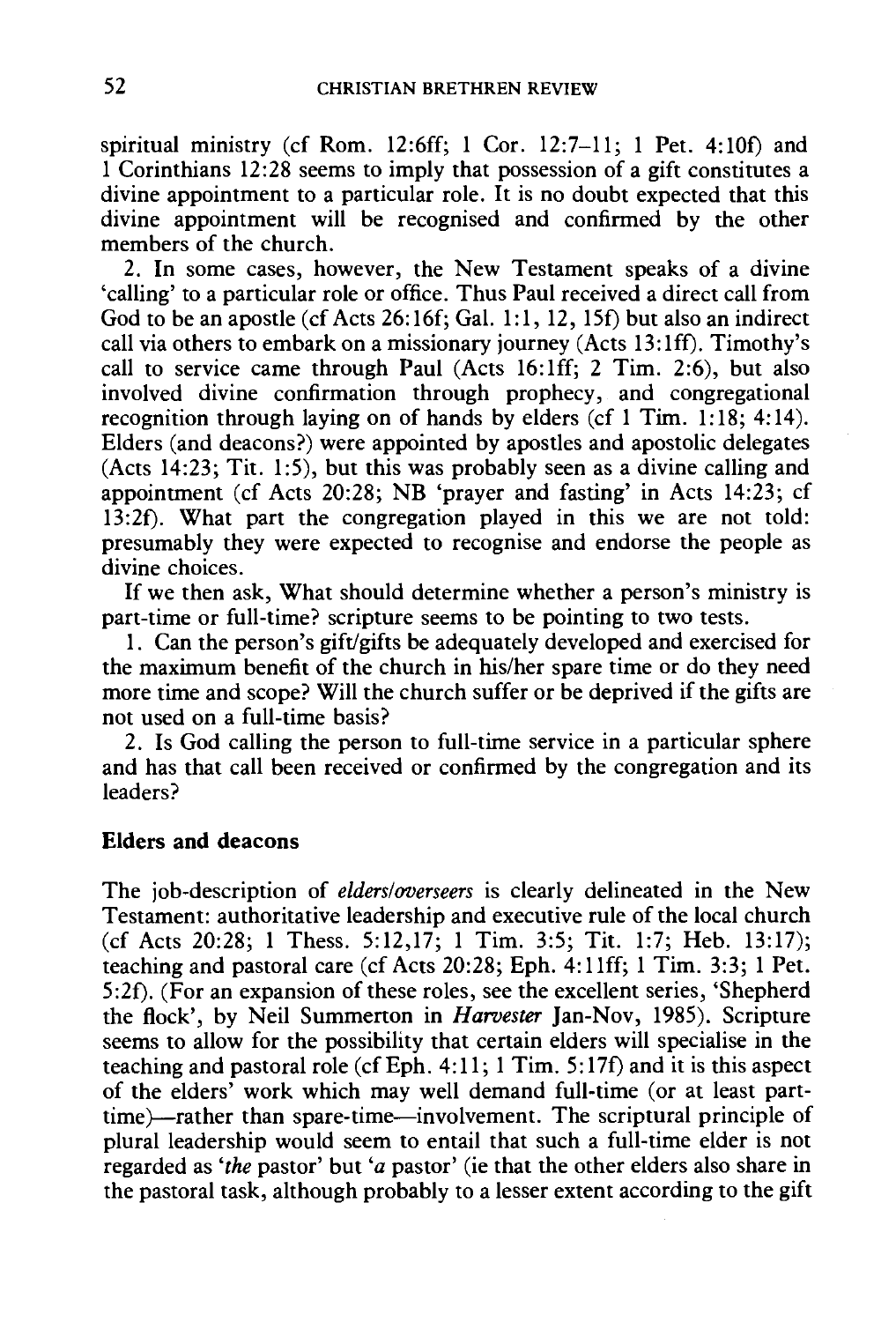spiritual ministry (cf Rom. 12:6ff; 1 Cor. 12:7–11; 1 Pet. 4:10f) and 1 Corinthians 12:28 seems to imply that possession of a gift constitutes a divine appointment to a particular role. It is no doubt expected that this divine appointment will be recognised and confirmed by the other members of the church.

2. In some cases, however, the New Testament speaks of a divine 'calling' to a particular role or office. Thus Paul received a direct call from God to be an apostle (cf Acts 26:16f; Gal. 1:1, 12, 15f) but also an indirect call via others to embark on a missionary journey (Acts 13:1ff). Timothy's call to service came through Paul (Acts 16:1ff; 2 Tim. 2:6), but also involved divine confirmation through prophecy, and congregational recognition through laying on of hands by elders (cf 1 Tim. 1:18; 4:14). Elders (and deacons?) were appointed by apostles and apostolic delegates (Acts 14:23; Tit. 1:5), but this was probably seen as a divine calling and appointment (cf Acts 20:28; NB 'prayer and fasting' in Acts 14:23; cf 13:2f). What part the congregation played in this we are not told: presumably they were expected to recognise and endorse the people as divine choices.

If we then ask, What should determine whether a person's ministry is part-time or full-time? scripture seems to be pointing to two tests.

1. Can the person's gift/gifts be adequately developed and exercised for the maximum benefit of the church in his/her spare time or do they need more time and scope? Will the church suffer or be deprived if the gifts are not used on a full-time basis?

2. Is God calling the person to full-time service in a particular sphere and has that call been received or confirmed by the congregation and its leaders?

### Elders and deacons

The job-description of *elders/overseers* is clearly delineated in the New Testament: authoritative leadership and executive rule of the local church (cf Acts 20:28; 1 Thess. 5:12,17; 1 Tim. 3:5; Tit. 1:7; Heb. 13:17); teaching and pastoral care (cf Acts 20:28; Eph. 4:11ff; 1 Tim. 3:3; 1 Pet. 5:2f). (For an expansion of these roles, see the excellent series, 'Shepherd the flock', by Neil Summerton in *Harvester* Jan-Nov, 1985). Scripture seems to allow for the possibility that certain elders will specialise in the teaching and pastoral role (cf Eph. 4:11; 1 Tim. 5:17f) and it is this aspect of the elders' work which may well demand full-time (or at least part-time)—rather than spare-time—involvement. The scriptural principle of plural leadership would seem to entail that such a full-time elder is not regarded as '*the* pastor' but '*a* pastor' (ie that the other elders also share in the pastoral task, although probably to a lesser extent according to the gift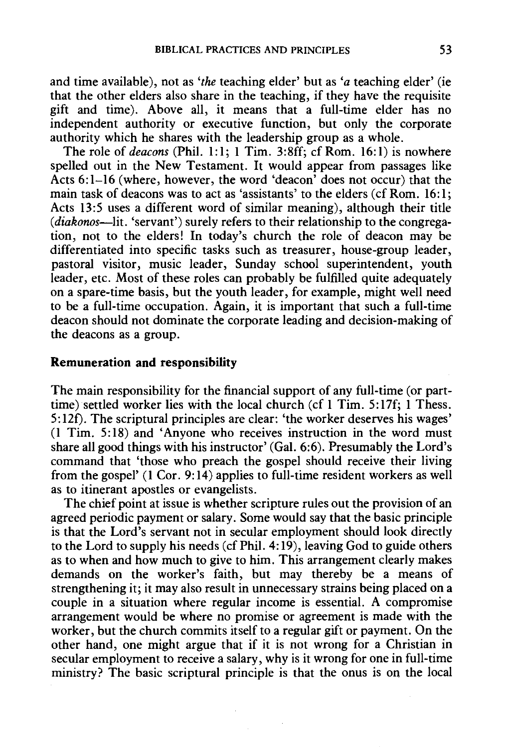and time available), not as '*the* teaching elder' but as '*a* teaching elder' (ie that the other elders also share in the teaching, if they have the requisite gift and time). Above all, it means that a full-time elder has no independent authority or executive function, but only the corporate authority which he shares with the leadership group as a whole.

The role of *deacons* (Phil. 1:1; 1 Tim. 3:8ff; cf Rom. 16:1) is nowhere spelled out in the New Testament. It would appear from passages like Acts 6:1–16 (where, however, the word 'deacon' does not occur) that the main task of deacons was to act as 'assistants' to the elders (cf Rom. 16:1; Acts 13:5 uses a different word of similar meaning), although their title (*diakonos*—lit. 'servant') surely refers to their relationship to the congregation, not to the elders! In today's church the role of deacon may be differentiated into specific tasks such as treasurer, house-group leader, pastoral visitor, music leader, Sunday school superintendent, youth leader, etc. Most of these roles can probably be fulfilled quite adequately on a spare-time basis, but the youth leader, for example, might well need to be a full-time occupation. Again, it is important that such a full-time deacon should not dominate the corporate leading and decision-making of the deacons as a group.

### Remuneration and responsibility

The main responsibility for the financial support of any full-time (or part-time) settled worker lies with the local church (cf 1 Tim. 5:17f; 1 Thess. 5:12f). The scriptural principles are clear: 'the worker deserves his wages' (1 Tim. 5:18) and 'Anyone who receives instruction in the word must share all good things with his instructor' (Gal. 6:6). Presumably the Lord's command that 'those who preach the gospel should receive their living from the gospel' (1 Cor. 9:14) applies to full-time resident workers as well as to itinerant apostles or evangelists.

The chief point at issue is whether scripture rules out the provision of an agreed periodic payment or salary. Some would say that the basic principle is that the Lord's servant not in secular employment should look directly to the Lord to supply his needs (cf Phil. 4:19), leaving God to guide others as to when and how much to give to him. This arrangement clearly makes demands on the worker's faith, but may thereby be a means of strengthening it; it may also result in unnecessary strains being placed on a couple in a situation where regular income is essential. A compromise arrangement would be where no promise or agreement is made with the worker, but the church commits itself to a regular gift or payment. On the other hand, one might argue that if it is not wrong for a Christian in secular employment to receive a salary, why is it wrong for one in full-time ministry? The basic scriptural principle is that the onus is on the local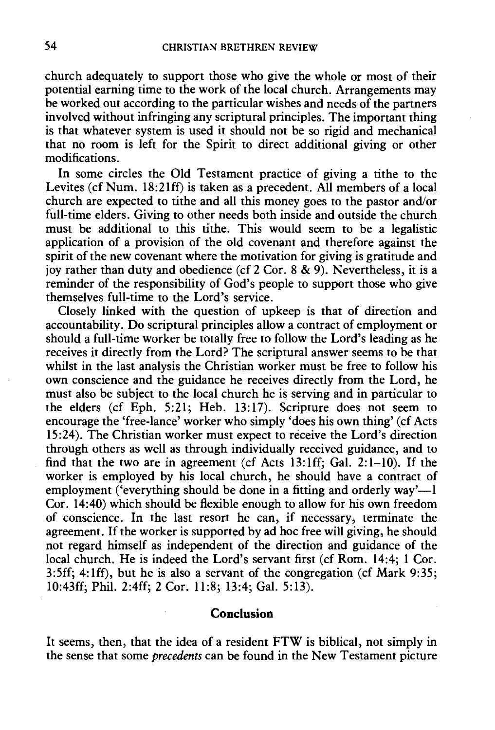church adequately to support those who give the whole or most of their potential earning time to the work of the local church. Arrangements may be worked out according to the particular wishes and needs of the partners involved without infringing any scriptural principles. The important thing is that whatever system is used it should not be so rigid and mechanical that no room is left for the Spirit to direct additional giving or other modifications.

In some circles the Old Testament practice of giving a tithe to the Levites (cf Num. 18:21ff) is taken as a precedent. All members of a local church are expected to tithe and all this money goes to the pastor and/or full-time elders. Giving to other needs both inside and outside the church must be additional to this tithe. This would seem to be a legalistic application of a provision of the old covenant and therefore against the spirit of the new covenant where the motivation for giving is gratitude and joy rather than duty and obedience (cf 2 Cor. 8 & 9). Nevertheless, it is a reminder of the responsibility of God's people to support those who give themselves full-time to the Lord's service.

Closely linked with the question of upkeep is that of direction and accountability. Do scriptural principles allow a contract of employment or should a full-time worker be totally free to follow the Lord's leading as he receives it directly from the Lord? The scriptural answer seems to be that whilst in the last analysis the Christian worker must be free to follow his own conscience and the guidance he receives directly from the Lord, he must also be subject to the local church he is serving and in particular to the elders (cf Eph. 5:21; Heb. 13:17). Scripture does not seem to encourage the 'free-lance' worker who simply 'does his own thing' (cf Acts 15:24). The Christian worker must expect to receive the Lord's direction through others as well as through individually received guidance, and to find that the two are in agreement (cf Acts 13:1ff; Gal. 2:1–10). If the worker is employed by his local church, he should have a contract of employment ('everything should be done in a fitting and orderly way'—1 Cor. 14:40) which should be flexible enough to allow for his own freedom of conscience. In the last resort he can, if necessary, terminate the agreement. If the worker is supported by ad hoc free will giving, he should not regard himself as independent of the direction and guidance of the local church. He is indeed the Lord's servant first (cf Rom. 14:4; 1 Cor. 3:5ff; 4:1ff), but he is also a servant of the congregation (cf Mark 9:35; 10:43ff; Phil. 2:4ff; 2 Cor. 11:8; 13:4; Gal. 5:13).

## Conclusion

It seems, then, that the idea of a resident FTW is biblical, not simply in the sense that some *precedents* can be found in the New Testament picture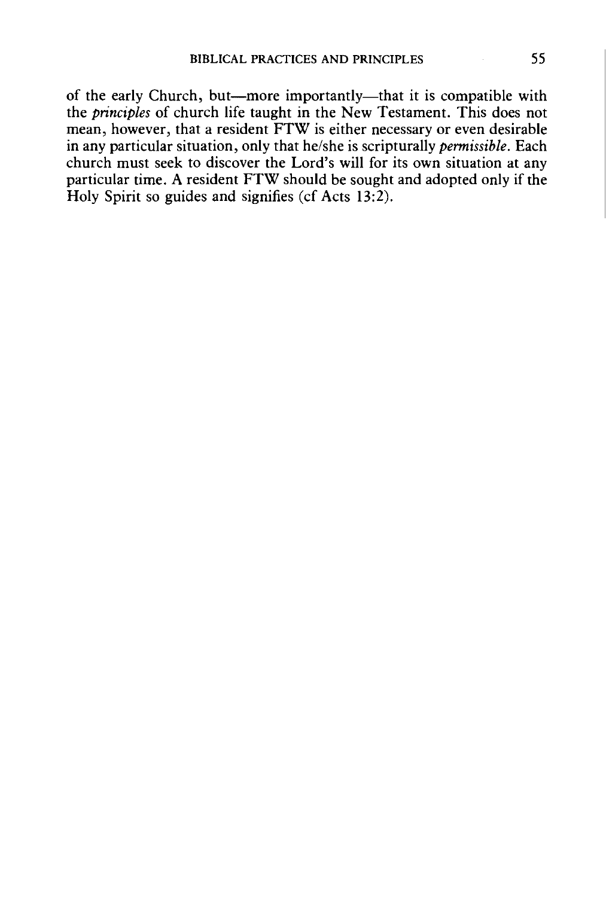of the early Church, but—more importantly—that it is compatible with the *principles* of church life taught in the New Testament. This does not mean, however, that a resident FTW is either necessary or even desirable in any particular situation, only that he/she is scripturally *permissible*. Each church must seek to discover the Lord's will for its own situation at any particular time. A resident FTW should be sought and adopted only if the Holy Spirit so guides and signifies (cf Acts 13:2).